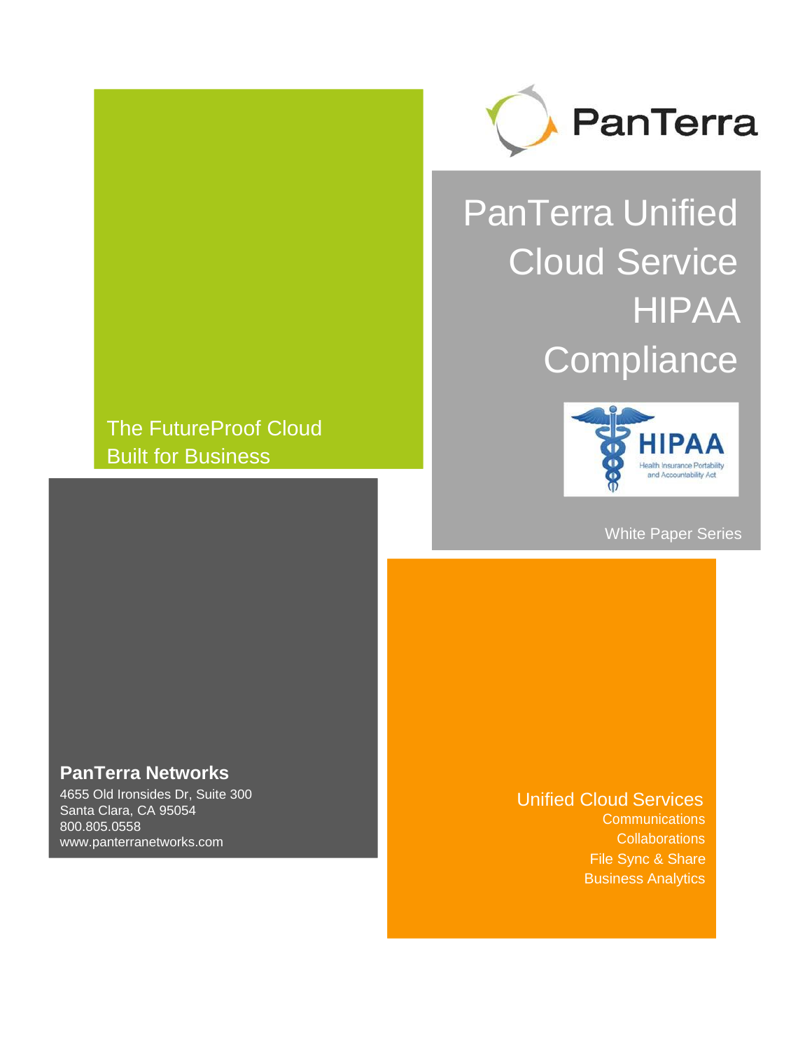PanTerra

# PanTerra Unified Cloud Service HIPAA Compliance

HIPAA
Health Insurance Portability and Accountability Act

White Paper Series

The FutureProof Cloud
Built for Business

**PanTerra Networks**
4655 Old Ironsides Dr, Suite 300
Santa Clara, CA 95054
800.805.0558
www.panterranetworks.com

Unified Cloud Services
Communications
Collaborations
File Sync & Share
Business Analytics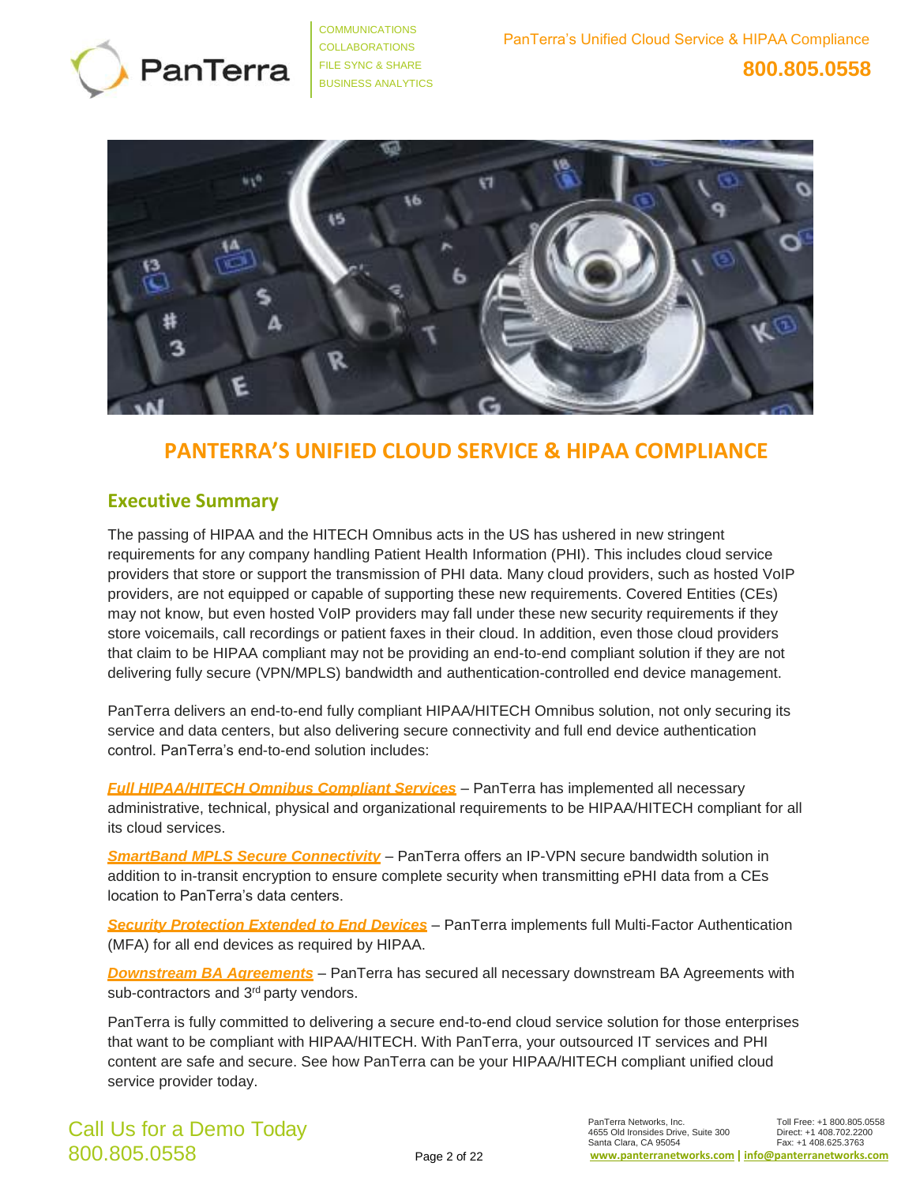# PANTERRA'S UNIFIED CLOUD SERVICE & HIPAA COMPLIANCE

## Executive Summary

The passing of HIPAA and the HITECH Omnibus acts in the US has ushered in new stringent requirements for any company handling Patient Health Information (PHI). This includes cloud service providers that store or support the transmission of PHI data. Many cloud providers, such as hosted VoIP providers, are not equipped or capable of supporting these new requirements. Covered Entities (CEs) may not know, but even hosted VoIP providers may fall under these new security requirements if they store voicemails, call recordings or patient faxes in their cloud. In addition, even those cloud providers that claim to be HIPAA compliant may not be providing an end-to-end compliant solution if they are not delivering fully secure (VPN/MPLS) bandwidth and authentication-controlled end device management.

PanTerra delivers an end-to-end fully compliant HIPAA/HITECH Omnibus solution, not only securing its service and data centers, but also delivering secure connectivity and full end device authentication control. PanTerra's end-to-end solution includes:

***Full HIPAA/HITECH Omnibus Compliant Services*** – PanTerra has implemented all necessary administrative, technical, physical and organizational requirements to be HIPAA/HITECH compliant for all its cloud services.

***SmartBand MPLS Secure Connectivity*** – PanTerra offers an IP-VPN secure bandwidth solution in addition to in-transit encryption to ensure complete security when transmitting ePHI data from a CEs location to PanTerra's data centers.

***Security Protection Extended to End Devices*** – PanTerra implements full Multi-Factor Authentication (MFA) for all end devices as required by HIPAA.

***Downstream BA Agreements*** – PanTerra has secured all necessary downstream BA Agreements with sub-contractors and 3rd party vendors.

PanTerra is fully committed to delivering a secure end-to-end cloud service solution for those enterprises that want to be compliant with HIPAA/HITECH. With PanTerra, your outsourced IT services and PHI content are safe and secure. See how PanTerra can be your HIPAA/HITECH compliant unified cloud service provider today.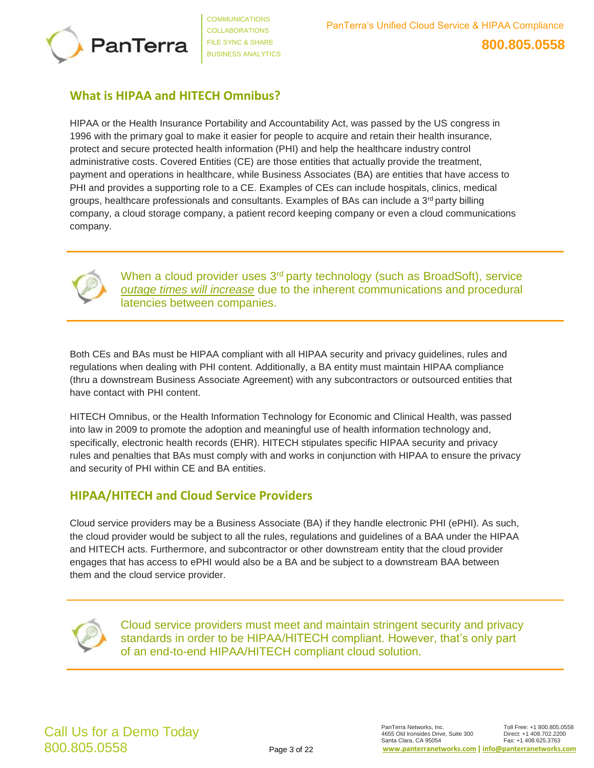## What is HIPAA and HITECH Omnibus?

HIPAA or the Health Insurance Portability and Accountability Act, was passed by the US congress in 1996 with the primary goal to make it easier for people to acquire and retain their health insurance, protect and secure protected health information (PHI) and help the healthcare industry control administrative costs. Covered Entities (CE) are those entities that actually provide the treatment, payment and operations in healthcare, while Business Associates (BA) are entities that have access to PHI and provides a supporting role to a CE. Examples of CEs can include hospitals, clinics, medical groups, healthcare professionals and consultants. Examples of BAs can include a 3rd party billing company, a cloud storage company, a patient record keeping company or even a cloud communications company.

---

When a cloud provider uses 3rd party technology (such as BroadSoft), service *outage times will increase* due to the inherent communications and procedural latencies between companies.

---

Both CEs and BAs must be HIPAA compliant with all HIPAA security and privacy guidelines, rules and regulations when dealing with PHI content. Additionally, a BA entity must maintain HIPAA compliance (thru a downstream Business Associate Agreement) with any subcontractors or outsourced entities that have contact with PHI content.

HITECH Omnibus, or the Health Information Technology for Economic and Clinical Health, was passed into law in 2009 to promote the adoption and meaningful use of health information technology and, specifically, electronic health records (EHR). HITECH stipulates specific HIPAA security and privacy rules and penalties that BAs must comply with and works in conjunction with HIPAA to ensure the privacy and security of PHI within CE and BA entities.

## HIPAA/HITECH and Cloud Service Providers

Cloud service providers may be a Business Associate (BA) if they handle electronic PHI (ePHI). As such, the cloud provider would be subject to all the rules, regulations and guidelines of a BAA under the HIPAA and HITECH acts. Furthermore, and subcontractor or other downstream entity that the cloud provider engages that has access to ePHI would also be a BA and be subject to a downstream BAA between them and the cloud service provider.

---

Cloud service providers must meet and maintain stringent security and privacy standards in order to be HIPAA/HITECH compliant. However, that's only part of an end-to-end HIPAA/HITECH compliant cloud solution.

---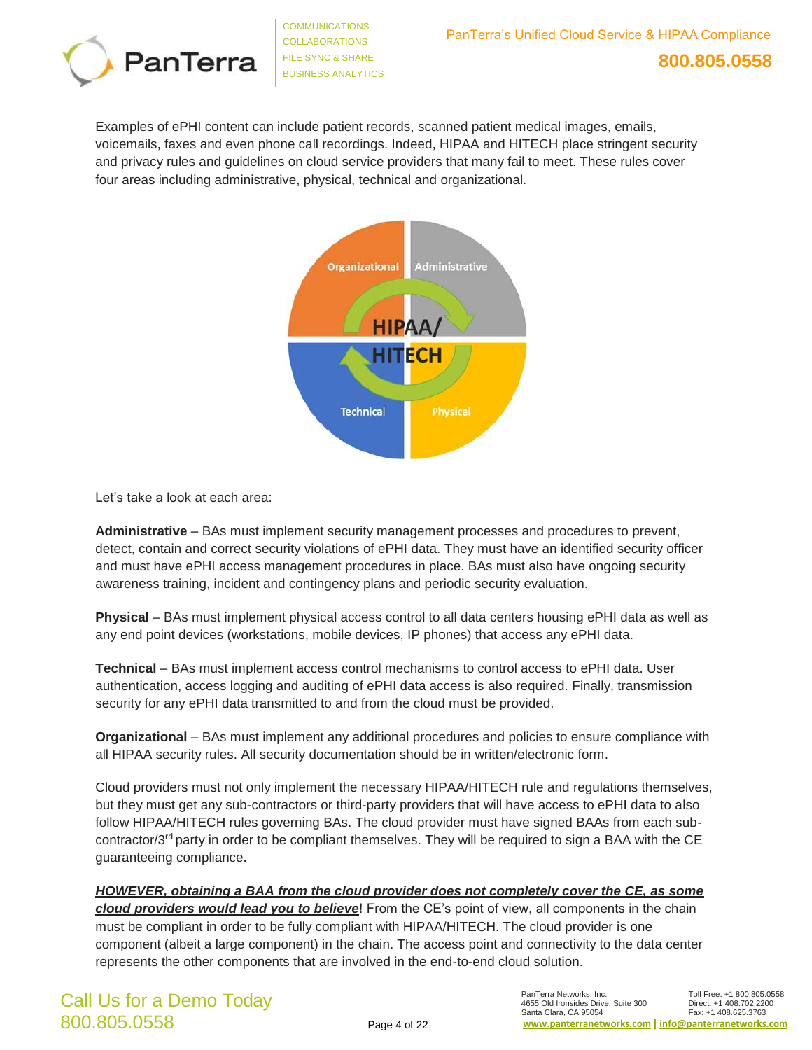Examples of ePHI content can include patient records, scanned patient medical images, emails, voicemails, faxes and even phone call recordings. Indeed, HIPAA and HITECH place stringent security and privacy rules and guidelines on cloud service providers that many fail to meet. These rules cover four areas including administrative, physical, technical and organizational.

Let's take a look at each area:

**Administrative** – BAs must implement security management processes and procedures to prevent, detect, contain and correct security violations of ePHI data. They must have an identified security officer and must have ePHI access management procedures in place. BAs must also have ongoing security awareness training, incident and contingency plans and periodic security evaluation.

**Physical** – BAs must implement physical access control to all data centers housing ePHI data as well as any end point devices (workstations, mobile devices, IP phones) that access any ePHI data.

**Technical** – BAs must implement access control mechanisms to control access to ePHI data. User authentication, access logging and auditing of ePHI data access is also required. Finally, transmission security for any ePHI data transmitted to and from the cloud must be provided.

**Organizational** – BAs must implement any additional procedures and policies to ensure compliance with all HIPAA security rules. All security documentation should be in written/electronic form.

Cloud providers must not only implement the necessary HIPAA/HITECH rule and regulations themselves, but they must get any sub-contractors or third-party providers that will have access to ePHI data to also follow HIPAA/HITECH rules governing BAs. The cloud provider must have signed BAAs from each sub-contractor/3rd party in order to be compliant themselves. They will be required to sign a BAA with the CE guaranteeing compliance.

***HOWEVER, obtaining a BAA from the cloud provider does not completely cover the CE, as some cloud providers would lead you to believe***! From the CE's point of view, all components in the chain must be compliant in order to be fully compliant with HIPAA/HITECH. The cloud provider is one component (albeit a large component) in the chain. The access point and connectivity to the data center represents the other components that are involved in the end-to-end cloud solution.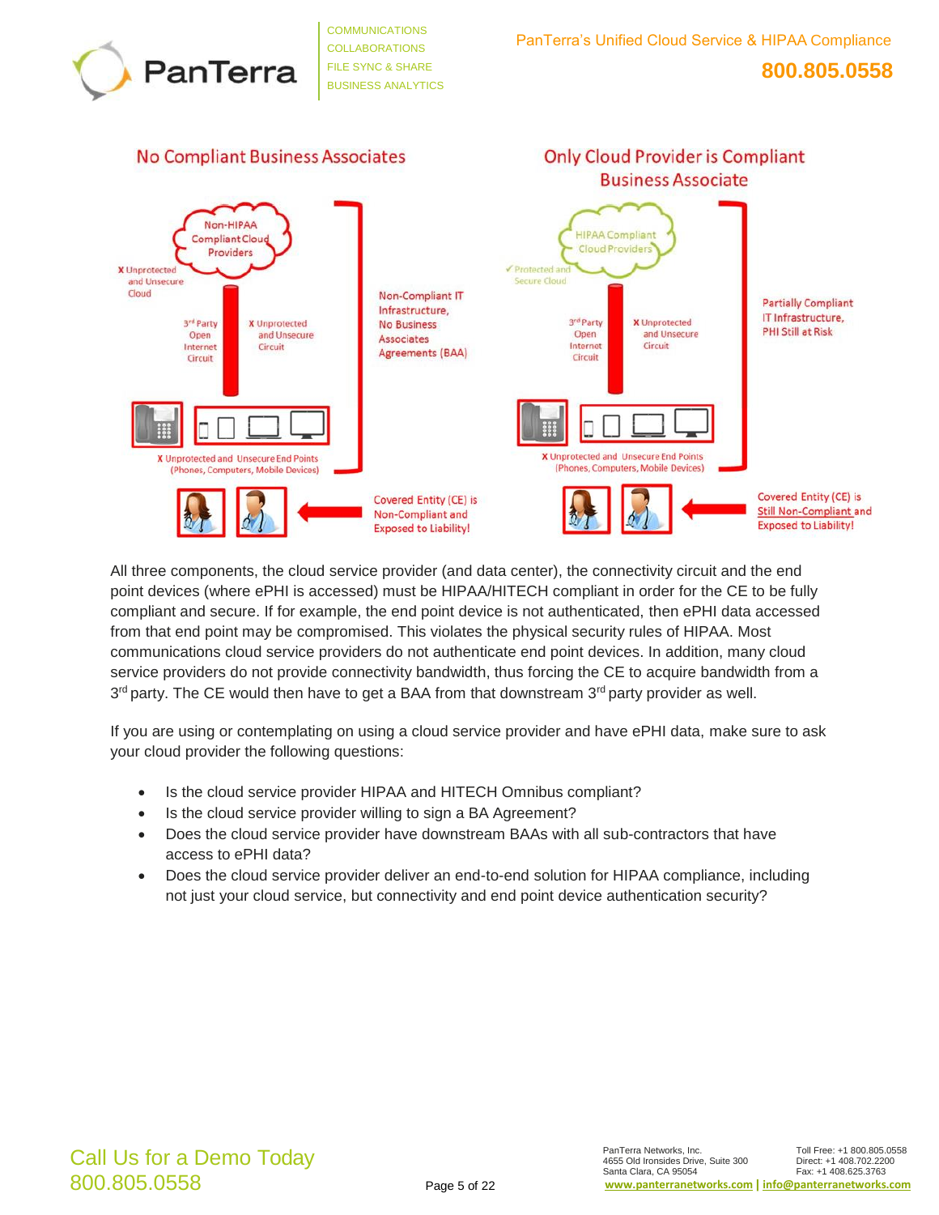## No Compliant Business Associates

Non-HIPAA Compliant Cloud Providers

X Unprotected and Unsecure Cloud

3rd Party Open Internet Circuit

X Unprotected and Unsecure Circuit

X Unprotected and Unsecure End Points (Phones, Computers, Mobile Devices)

Non-Compliant IT Infrastructure, No Business Associates Agreements (BAA)

Covered Entity (CE) is Non-Compliant and Exposed to Liability!

## Only Cloud Provider is Compliant Business Associate

HIPAA Compliant Cloud Providers

✓ Protected and Secure Cloud

3rd Party Open Internet Circuit

X Unprotected and Unsecure Circuit

X Unprotected and Unsecure End Points (Phones, Computers, Mobile Devices)

Partially Compliant IT Infrastructure, PHI Still at Risk

Covered Entity (CE) is Still Non-Compliant and Exposed to Liability!

All three components, the cloud service provider (and data center), the connectivity circuit and the end point devices (where ePHI is accessed) must be HIPAA/HITECH compliant in order for the CE to be fully compliant and secure. If for example, the end point device is not authenticated, then ePHI data accessed from that end point may be compromised. This violates the physical security rules of HIPAA. Most communications cloud service providers do not authenticate end point devices. In addition, many cloud service providers do not provide connectivity bandwidth, thus forcing the CE to acquire bandwidth from a 3rd party. The CE would then have to get a BAA from that downstream 3rd party provider as well.

If you are using or contemplating on using a cloud service provider and have ePHI data, make sure to ask your cloud provider the following questions:

- Is the cloud service provider HIPAA and HITECH Omnibus compliant?
- Is the cloud service provider willing to sign a BA Agreement?
- Does the cloud service provider have downstream BAAs with all sub-contractors that have access to ePHI data?
- Does the cloud service provider deliver an end-to-end solution for HIPAA compliance, including not just your cloud service, but connectivity and end point device authentication security?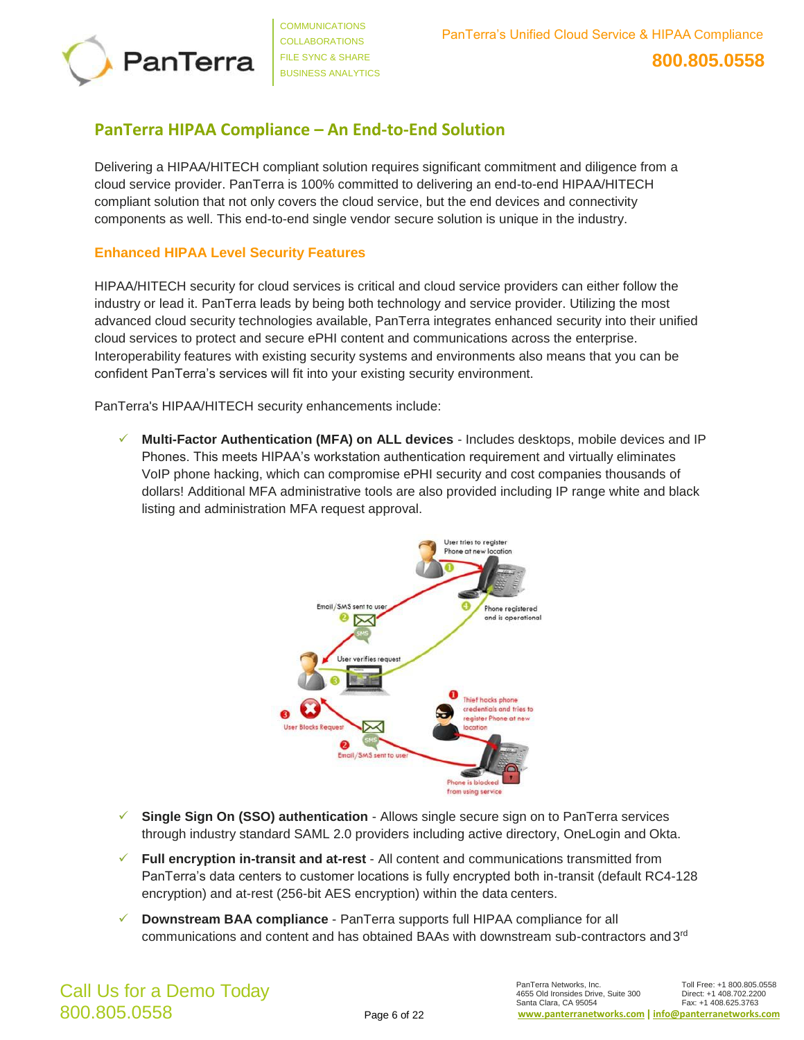## PanTerra HIPAA Compliance – An End-to-End Solution

Delivering a HIPAA/HITECH compliant solution requires significant commitment and diligence from a cloud service provider. PanTerra is 100% committed to delivering an end-to-end HIPAA/HITECH compliant solution that not only covers the cloud service, but the end devices and connectivity components as well. This end-to-end single vendor secure solution is unique in the industry.

### Enhanced HIPAA Level Security Features

HIPAA/HITECH security for cloud services is critical and cloud service providers can either follow the industry or lead it. PanTerra leads by being both technology and service provider. Utilizing the most advanced cloud security technologies available, PanTerra integrates enhanced security into their unified cloud services to protect and secure ePHI content and communications across the enterprise. Interoperability features with existing security systems and environments also means that you can be confident PanTerra's services will fit into your existing security environment.

PanTerra's HIPAA/HITECH security enhancements include:

- ✓ **Multi-Factor Authentication (MFA) on ALL devices** - Includes desktops, mobile devices and IP Phones. This meets HIPAA's workstation authentication requirement and virtually eliminates VoIP phone hacking, which can compromise ePHI security and cost companies thousands of dollars! Additional MFA administrative tools are also provided including IP range white and black listing and administration MFA request approval.

- ✓ **Single Sign On (SSO) authentication** - Allows single secure sign on to PanTerra services through industry standard SAML 2.0 providers including active directory, OneLogin and Okta.
- ✓ **Full encryption in-transit and at-rest** - All content and communications transmitted from PanTerra's data centers to customer locations is fully encrypted both in-transit (default RC4-128 encryption) and at-rest (256-bit AES encryption) within the data centers.
- ✓ **Downstream BAA compliance** - PanTerra supports full HIPAA compliance for all communications and content and has obtained BAAs with downstream sub-contractors and 3rd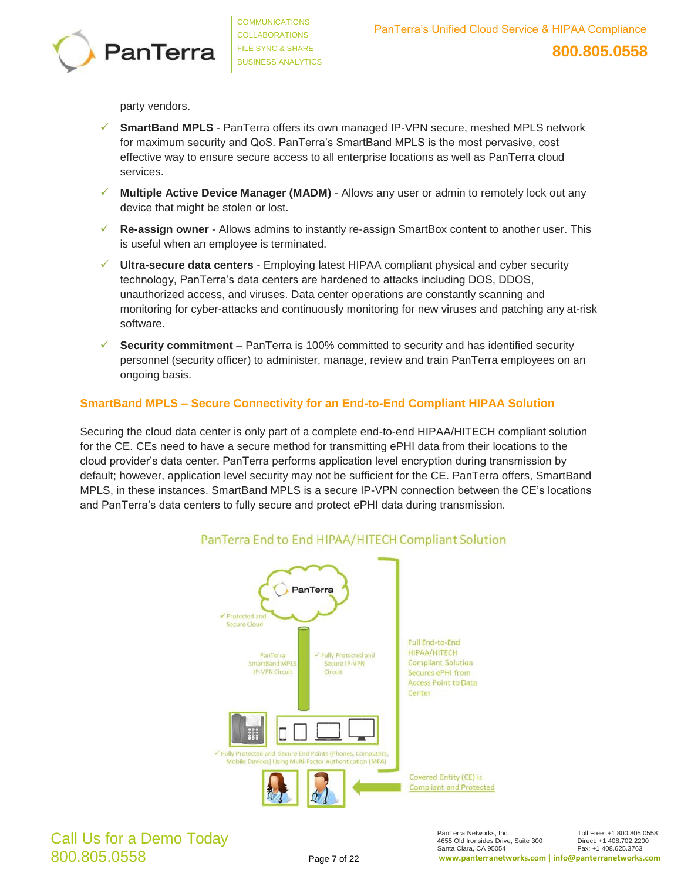party vendors.

- **SmartBand MPLS** - PanTerra offers its own managed IP-VPN secure, meshed MPLS network for maximum security and QoS. PanTerra's SmartBand MPLS is the most pervasive, cost effective way to ensure secure access to all enterprise locations as well as PanTerra cloud services.
- **Multiple Active Device Manager (MADM)** - Allows any user or admin to remotely lock out any device that might be stolen or lost.
- **Re-assign owner** - Allows admins to instantly re-assign SmartBox content to another user. This is useful when an employee is terminated.
- **Ultra-secure data centers** - Employing latest HIPAA compliant physical and cyber security technology, PanTerra's data centers are hardened to attacks including DOS, DDOS, unauthorized access, and viruses. Data center operations are constantly scanning and monitoring for cyber-attacks and continuously monitoring for new viruses and patching any at-risk software.
- **Security commitment** – PanTerra is 100% committed to security and has identified security personnel (security officer) to administer, manage, review and train PanTerra employees on an ongoing basis.

## SmartBand MPLS – Secure Connectivity for an End-to-End Compliant HIPAA Solution

Securing the cloud data center is only part of a complete end-to-end HIPAA/HITECH compliant solution for the CE. CEs need to have a secure method for transmitting ePHI data from their locations to the cloud provider's data center. PanTerra performs application level encryption during transmission by default; however, application level security may not be sufficient for the CE. PanTerra offers, SmartBand MPLS, in these instances. SmartBand MPLS is a secure IP-VPN connection between the CE's locations and PanTerra's data centers to fully secure and protect ePHI data during transmission.

PanTerra End to End HIPAA/HITECH Compliant Solution

PanTerra

✓ Protected and Secure Cloud

PanTerra SmartBand MPLS IP-VPN Circuit

✓ Fully Protected and Secure IP-VPN Circuit

Full End-to-End HIPAA/HITECH Compliant Solution Secures ePHI from Access Point to Data Center

✓ Fully Protected and Secure End Points (Phones, Computers, Mobile Devices) Using Multi-Factor Authentication (MFA)

Covered Entity (CE) is Compliant and Protected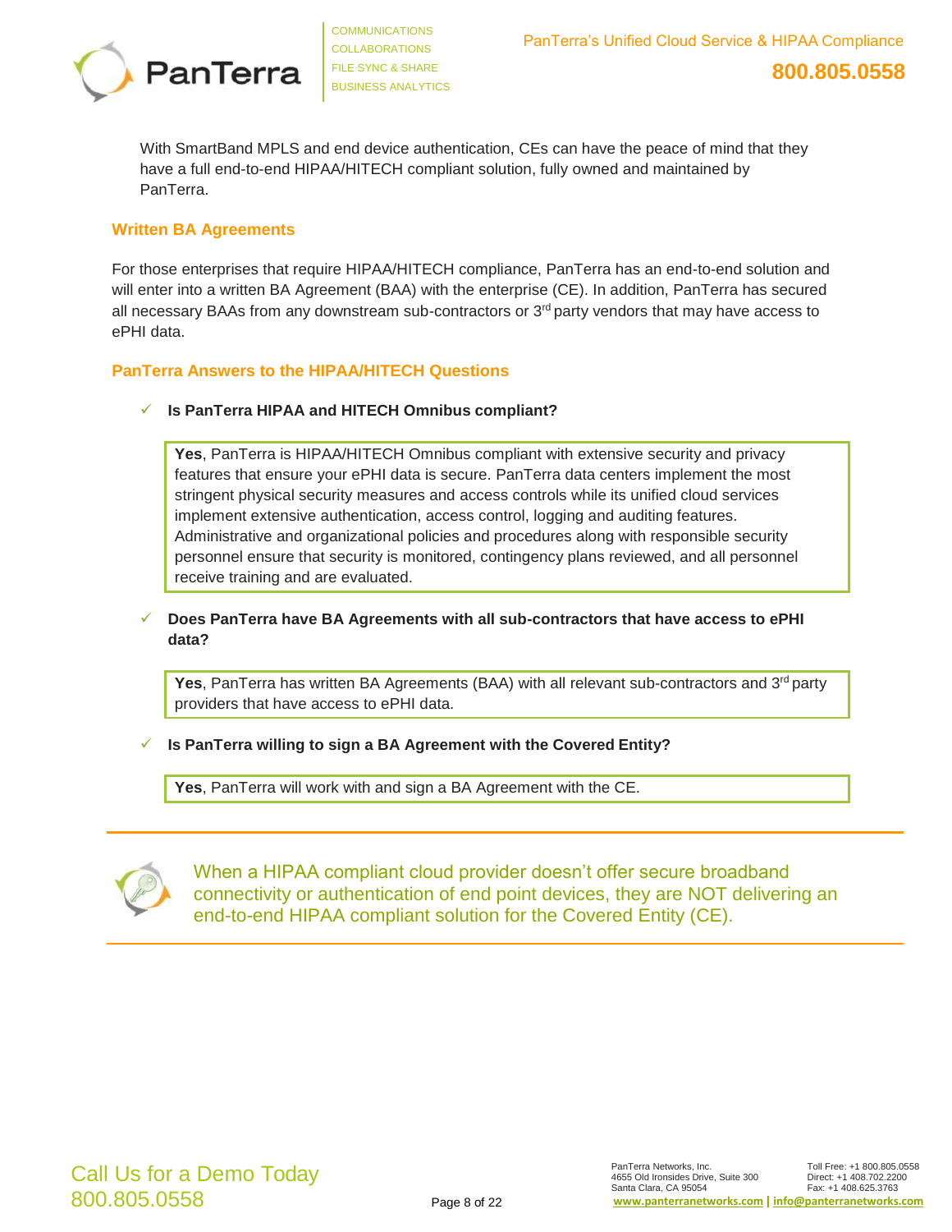With SmartBand MPLS and end device authentication, CEs can have the peace of mind that they have a full end-to-end HIPAA/HITECH compliant solution, fully owned and maintained by PanTerra.

### Written BA Agreements

For those enterprises that require HIPAA/HITECH compliance, PanTerra has an end-to-end solution and will enter into a written BA Agreement (BAA) with the enterprise (CE). In addition, PanTerra has secured all necessary BAAs from any downstream sub-contractors or 3rd party vendors that may have access to ePHI data.

### PanTerra Answers to the HIPAA/HITECH Questions

- ✓ **Is PanTerra HIPAA and HITECH Omnibus compliant?**

  **Yes**, PanTerra is HIPAA/HITECH Omnibus compliant with extensive security and privacy features that ensure your ePHI data is secure. PanTerra data centers implement the most stringent physical security measures and access controls while its unified cloud services implement extensive authentication, access control, logging and auditing features. Administrative and organizational policies and procedures along with responsible security personnel ensure that security is monitored, contingency plans reviewed, and all personnel receive training and are evaluated.

- ✓ **Does PanTerra have BA Agreements with all sub-contractors that have access to ePHI data?**

  **Yes**, PanTerra has written BA Agreements (BAA) with all relevant sub-contractors and 3rd party providers that have access to ePHI data.

- ✓ **Is PanTerra willing to sign a BA Agreement with the Covered Entity?**

  **Yes**, PanTerra will work with and sign a BA Agreement with the CE.

---

When a HIPAA compliant cloud provider doesn't offer secure broadband connectivity or authentication of end point devices, they are NOT delivering an end-to-end HIPAA compliant solution for the Covered Entity (CE).

---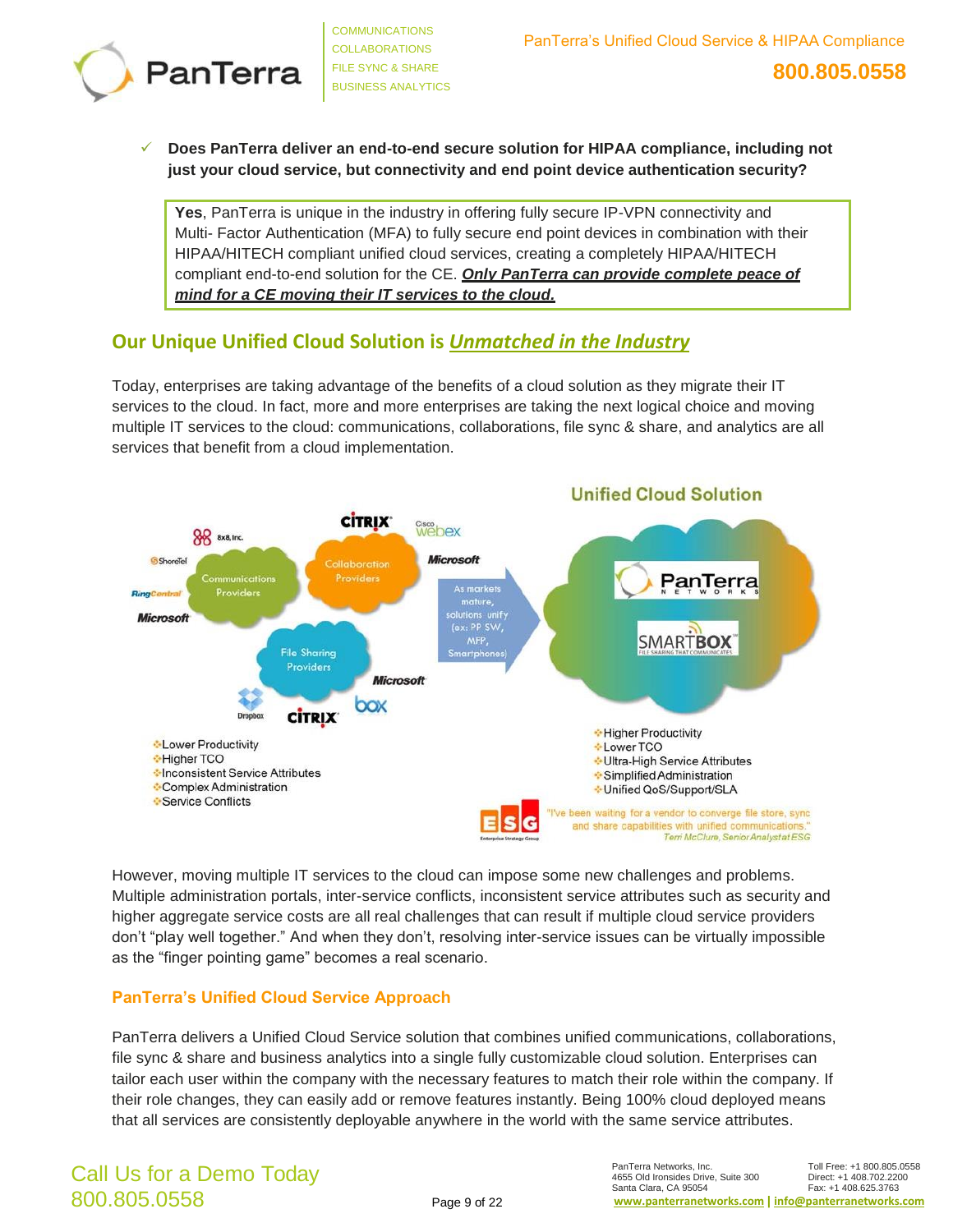- **Does PanTerra deliver an end-to-end secure solution for HIPAA compliance, including not just your cloud service, but connectivity and end point device authentication security?**

> **Yes**, PanTerra is unique in the industry in offering fully secure IP-VPN connectivity and Multi- Factor Authentication (MFA) to fully secure end point devices in combination with their HIPAA/HITECH compliant unified cloud services, creating a completely HIPAA/HITECH compliant end-to-end solution for the CE. ***Only PanTerra can provide complete peace of mind for a CE moving their IT services to the cloud.***

## Our Unique Unified Cloud Solution is *Unmatched in the Industry*

Today, enterprises are taking advantage of the benefits of a cloud solution as they migrate their IT services to the cloud. In fact, more and more enterprises are taking the next logical choice and moving multiple IT services to the cloud: communications, collaborations, file sync & share, and analytics are all services that benefit from a cloud implementation.

However, moving multiple IT services to the cloud can impose some new challenges and problems. Multiple administration portals, inter-service conflicts, inconsistent service attributes such as security and higher aggregate service costs are all real challenges that can result if multiple cloud service providers don't "play well together." And when they don't, resolving inter-service issues can be virtually impossible as the "finger pointing game" becomes a real scenario.

### PanTerra's Unified Cloud Service Approach

PanTerra delivers a Unified Cloud Service solution that combines unified communications, collaborations, file sync & share and business analytics into a single fully customizable cloud solution. Enterprises can tailor each user within the company with the necessary features to match their role within the company. If their role changes, they can easily add or remove features instantly. Being 100% cloud deployed means that all services are consistently deployable anywhere in the world with the same service attributes.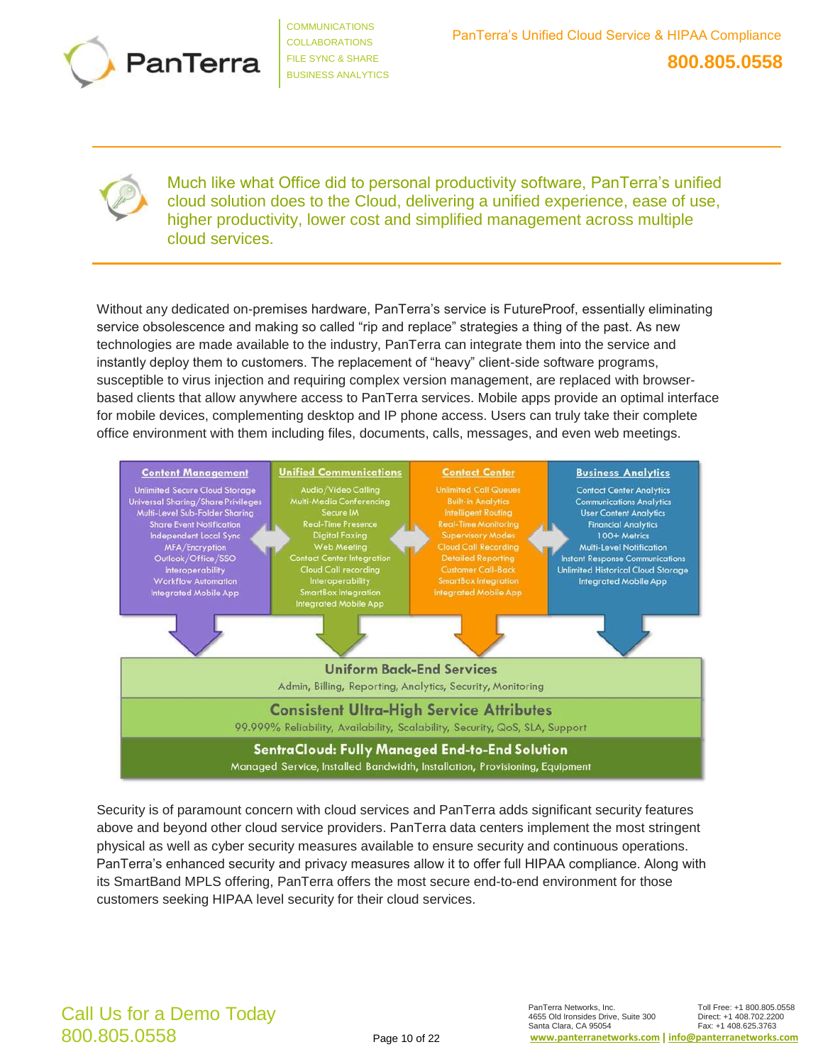Much like what Office did to personal productivity software, PanTerra's unified cloud solution does to the Cloud, delivering a unified experience, ease of use, higher productivity, lower cost and simplified management across multiple cloud services.

Without any dedicated on-premises hardware, PanTerra's service is FutureProof, essentially eliminating service obsolescence and making so called "rip and replace" strategies a thing of the past. As new technologies are made available to the industry, PanTerra can integrate them into the service and instantly deploy them to customers. The replacement of "heavy" client-side software programs, susceptible to virus injection and requiring complex version management, are replaced with browser-based clients that allow anywhere access to PanTerra services. Mobile apps provide an optimal interface for mobile devices, complementing desktop and IP phone access. Users can truly take their complete office environment with them including files, documents, calls, messages, and even web meetings.

| Content Management | Unified Communications | Contact Center | Business Analytics |
|---|---|---|---|
| Unlimited Secure Cloud Storage | Audio/Video Calling | Unlimited Call Queues | Contact Center Analytics |
| Universal Sharing/Share Privileges | Multi-Media Conferencing | Built-in Analytics | Communications Analytics |
| Multi-Level Sub-Folder Sharing | Secure IM | Intelligent Routing | User Content Analytics |
| Share Event Notification | Real-Time Presence | Real-Time Monitoring | Financial Analytics |
| Independent Local Sync | Digital Faxing | Supervisory Modes | 100+ Metrics |
| MFA/Encryption | Web Meeting | Cloud Call Recording | Multi-Level Notification |
| Outlook/Office/SSO | Contact Center Integration | Detailed Reporting | Instant Response Communications |
| Interoperability | Cloud Call recording | Customer Call-Back | Unlimited Historical Cloud Storage |
| Workflow Automation | Interoperability | SmartBox Integration | Integrated Mobile App |
| Integrated Mobile App | SmartBox Integration | Integrated Mobile App | |
| | Integrated Mobile App | | |

**Uniform Back-End Services**
Admin, Billing, Reporting, Analytics, Security, Monitoring

**Consistent Ultra-High Service Attributes**
99.999% Reliability, Availability, Scalability, Security, QoS, SLA, Support

**SentraCloud: Fully Managed End-to-End Solution**
Managed Service, Installed Bandwidth, Installation, Provisioning, Equipment

Security is of paramount concern with cloud services and PanTerra adds significant security features above and beyond other cloud service providers. PanTerra data centers implement the most stringent physical as well as cyber security measures available to ensure security and continuous operations. PanTerra's enhanced security and privacy measures allow it to offer full HIPAA compliance. Along with its SmartBand MPLS offering, PanTerra offers the most secure end-to-end environment for those customers seeking HIPAA level security for their cloud services.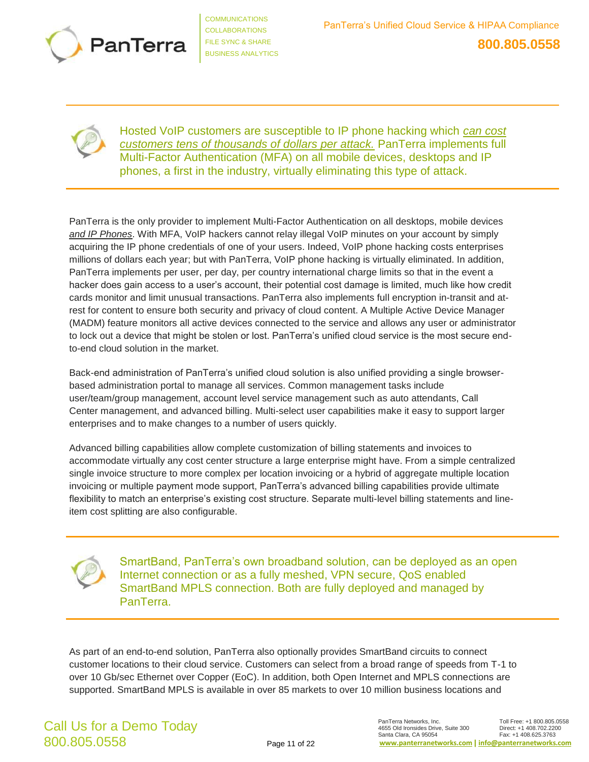Hosted VoIP customers are susceptible to IP phone hacking which *can cost customers tens of thousands of dollars per attack.* PanTerra implements full Multi-Factor Authentication (MFA) on all mobile devices, desktops and IP phones, a first in the industry, virtually eliminating this type of attack.

PanTerra is the only provider to implement Multi-Factor Authentication on all desktops, mobile devices *and IP Phones*. With MFA, VoIP hackers cannot relay illegal VoIP minutes on your account by simply acquiring the IP phone credentials of one of your users. Indeed, VoIP phone hacking costs enterprises millions of dollars each year; but with PanTerra, VoIP phone hacking is virtually eliminated. In addition, PanTerra implements per user, per day, per country international charge limits so that in the event a hacker does gain access to a user's account, their potential cost damage is limited, much like how credit cards monitor and limit unusual transactions. PanTerra also implements full encryption in-transit and at-rest for content to ensure both security and privacy of cloud content. A Multiple Active Device Manager (MADM) feature monitors all active devices connected to the service and allows any user or administrator to lock out a device that might be stolen or lost. PanTerra's unified cloud service is the most secure end-to-end cloud solution in the market.

Back-end administration of PanTerra's unified cloud solution is also unified providing a single browser-based administration portal to manage all services. Common management tasks include user/team/group management, account level service management such as auto attendants, Call Center management, and advanced billing. Multi-select user capabilities make it easy to support larger enterprises and to make changes to a number of users quickly.

Advanced billing capabilities allow complete customization of billing statements and invoices to accommodate virtually any cost center structure a large enterprise might have. From a simple centralized single invoice structure to more complex per location invoicing or a hybrid of aggregate multiple location invoicing or multiple payment mode support, PanTerra's advanced billing capabilities provide ultimate flexibility to match an enterprise's existing cost structure. Separate multi-level billing statements and line-item cost splitting are also configurable.

SmartBand, PanTerra's own broadband solution, can be deployed as an open Internet connection or as a fully meshed, VPN secure, QoS enabled SmartBand MPLS connection. Both are fully deployed and managed by PanTerra.

As part of an end-to-end solution, PanTerra also optionally provides SmartBand circuits to connect customer locations to their cloud service. Customers can select from a broad range of speeds from T-1 to over 10 Gb/sec Ethernet over Copper (EoC). In addition, both Open Internet and MPLS connections are supported. SmartBand MPLS is available in over 85 markets to over 10 million business locations and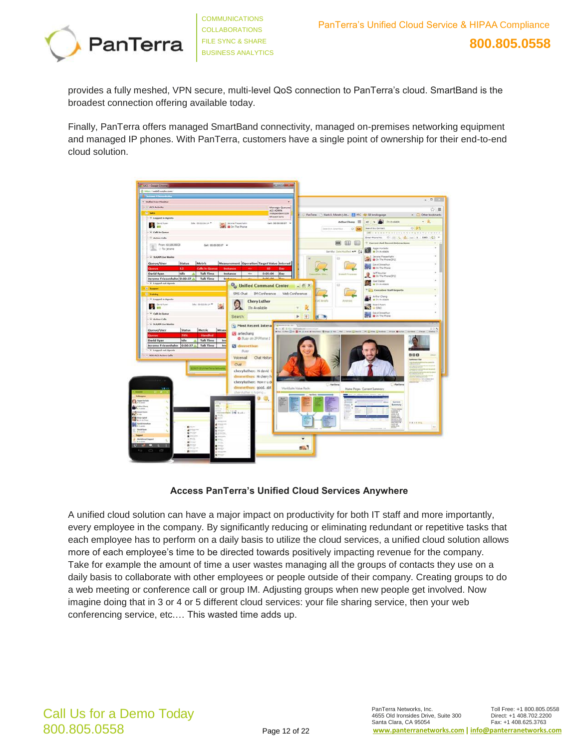provides a fully meshed, VPN secure, multi-level QoS connection to PanTerra's cloud. SmartBand is the broadest connection offering available today.

Finally, PanTerra offers managed SmartBand connectivity, managed on-premises networking equipment and managed IP phones. With PanTerra, customers have a single point of ownership for their end-to-end cloud solution.

**Access PanTerra's Unified Cloud Services Anywhere**

A unified cloud solution can have a major impact on productivity for both IT staff and more importantly, every employee in the company. By significantly reducing or eliminating redundant or repetitive tasks that each employee has to perform on a daily basis to utilize the cloud services, a unified cloud solution allows more of each employee's time to be directed towards positively impacting revenue for the company. Take for example the amount of time a user wastes managing all the groups of contacts they use on a daily basis to collaborate with other employees or people outside of their company. Creating groups to do a web meeting or conference call or group IM. Adjusting groups when new people get involved. Now imagine doing that in 3 or 4 or 5 different cloud services: your file sharing service, then your web conferencing service, etc.… This wasted time adds up.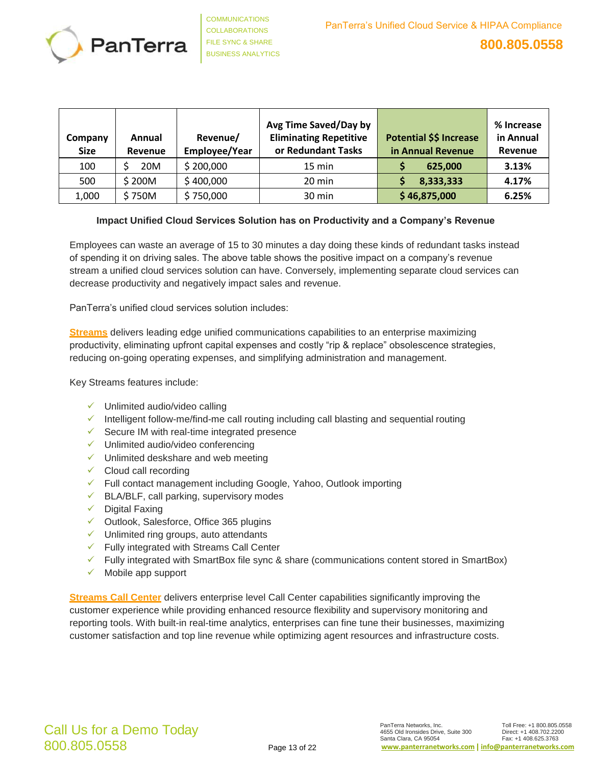| Company Size | Annual Revenue | Revenue/ Employee/Year | Avg Time Saved/Day by Eliminating Repetitive or Redundant Tasks | Potential $$ Increase in Annual Revenue | % Increase in Annual Revenue |
|---|---|---|---|---|---|
| 100 | $ 20M | $ 200,000 | 15 min | $ 625,000 | 3.13% |
| 500 | $ 200M | $ 400,000 | 20 min | $ 8,333,333 | 4.17% |
| 1,000 | $ 750M | $ 750,000 | 30 min | $ 46,875,000 | 6.25% |

**Impact Unified Cloud Services Solution has on Productivity and a Company's Revenue**

Employees can waste an average of 15 to 30 minutes a day doing these kinds of redundant tasks instead of spending it on driving sales. The above table shows the positive impact on a company's revenue stream a unified cloud services solution can have. Conversely, implementing separate cloud services can decrease productivity and negatively impact sales and revenue.

PanTerra's unified cloud services solution includes:

**Streams** delivers leading edge unified communications capabilities to an enterprise maximizing productivity, eliminating upfront capital expenses and costly "rip & replace" obsolescence strategies, reducing on-going operating expenses, and simplifying administration and management.

Key Streams features include:

- ✓ Unlimited audio/video calling
- ✓ Intelligent follow-me/find-me call routing including call blasting and sequential routing
- ✓ Secure IM with real-time integrated presence
- ✓ Unlimited audio/video conferencing
- ✓ Unlimited deskshare and web meeting
- ✓ Cloud call recording
- ✓ Full contact management including Google, Yahoo, Outlook importing
- ✓ BLA/BLF, call parking, supervisory modes
- ✓ Digital Faxing
- ✓ Outlook, Salesforce, Office 365 plugins
- ✓ Unlimited ring groups, auto attendants
- ✓ Fully integrated with Streams Call Center
- ✓ Fully integrated with SmartBox file sync & share (communications content stored in SmartBox)
- ✓ Mobile app support

**Streams Call Center** delivers enterprise level Call Center capabilities significantly improving the customer experience while providing enhanced resource flexibility and supervisory monitoring and reporting tools. With built-in real-time analytics, enterprises can fine tune their businesses, maximizing customer satisfaction and top line revenue while optimizing agent resources and infrastructure costs.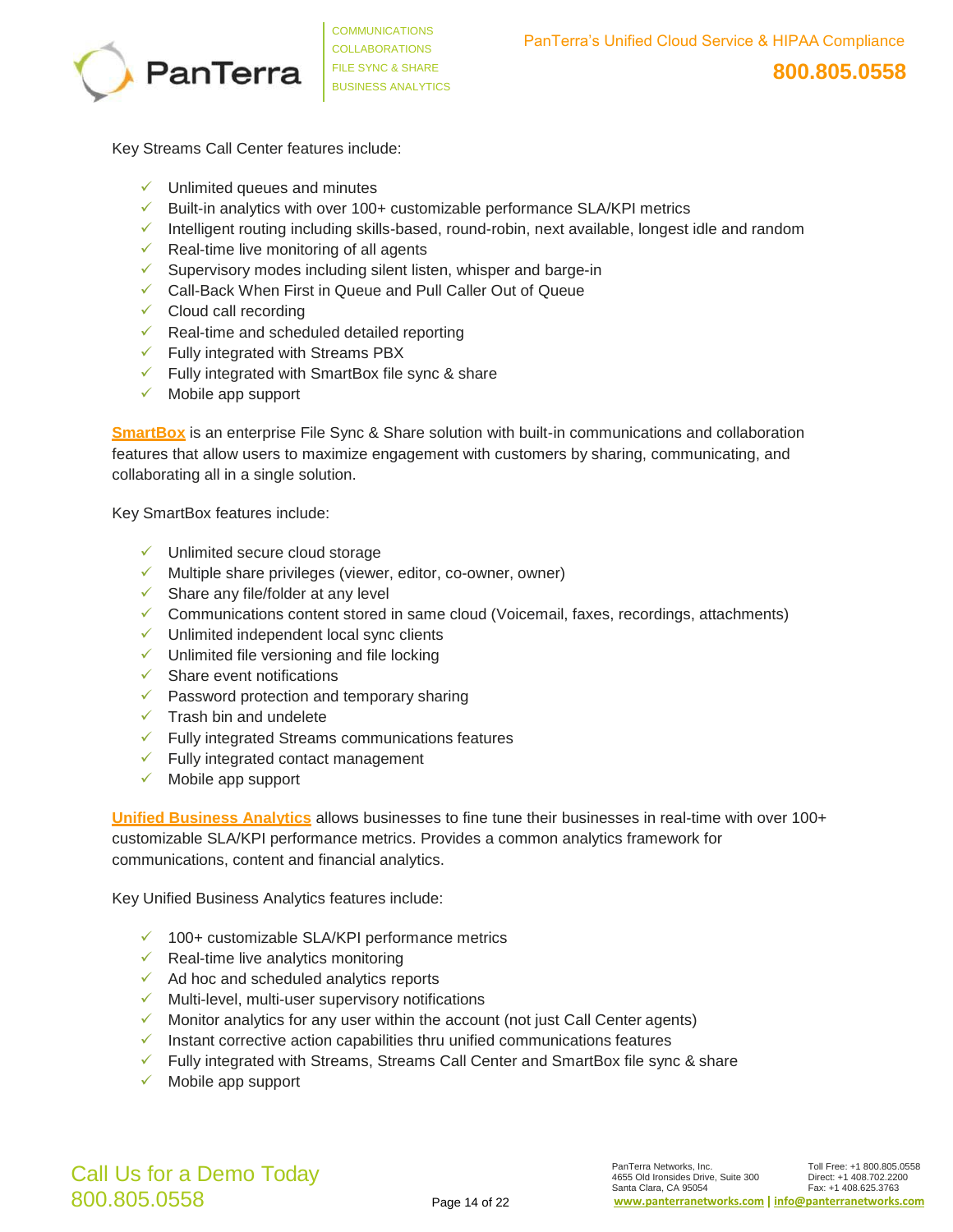Key Streams Call Center features include:

- ✓ Unlimited queues and minutes
- ✓ Built-in analytics with over 100+ customizable performance SLA/KPI metrics
- ✓ Intelligent routing including skills-based, round-robin, next available, longest idle and random
- ✓ Real-time live monitoring of all agents
- ✓ Supervisory modes including silent listen, whisper and barge-in
- ✓ Call-Back When First in Queue and Pull Caller Out of Queue
- ✓ Cloud call recording
- ✓ Real-time and scheduled detailed reporting
- ✓ Fully integrated with Streams PBX
- ✓ Fully integrated with SmartBox file sync & share
- ✓ Mobile app support

**SmartBox** is an enterprise File Sync & Share solution with built-in communications and collaboration features that allow users to maximize engagement with customers by sharing, communicating, and collaborating all in a single solution.

Key SmartBox features include:

- ✓ Unlimited secure cloud storage
- ✓ Multiple share privileges (viewer, editor, co-owner, owner)
- ✓ Share any file/folder at any level
- ✓ Communications content stored in same cloud (Voicemail, faxes, recordings, attachments)
- ✓ Unlimited independent local sync clients
- ✓ Unlimited file versioning and file locking
- ✓ Share event notifications
- ✓ Password protection and temporary sharing
- ✓ Trash bin and undelete
- ✓ Fully integrated Streams communications features
- ✓ Fully integrated contact management
- ✓ Mobile app support

**Unified Business Analytics** allows businesses to fine tune their businesses in real-time with over 100+ customizable SLA/KPI performance metrics. Provides a common analytics framework for communications, content and financial analytics.

Key Unified Business Analytics features include:

- ✓ 100+ customizable SLA/KPI performance metrics
- ✓ Real-time live analytics monitoring
- ✓ Ad hoc and scheduled analytics reports
- ✓ Multi-level, multi-user supervisory notifications
- ✓ Monitor analytics for any user within the account (not just Call Center agents)
- ✓ Instant corrective action capabilities thru unified communications features
- ✓ Fully integrated with Streams, Streams Call Center and SmartBox file sync & share
- ✓ Mobile app support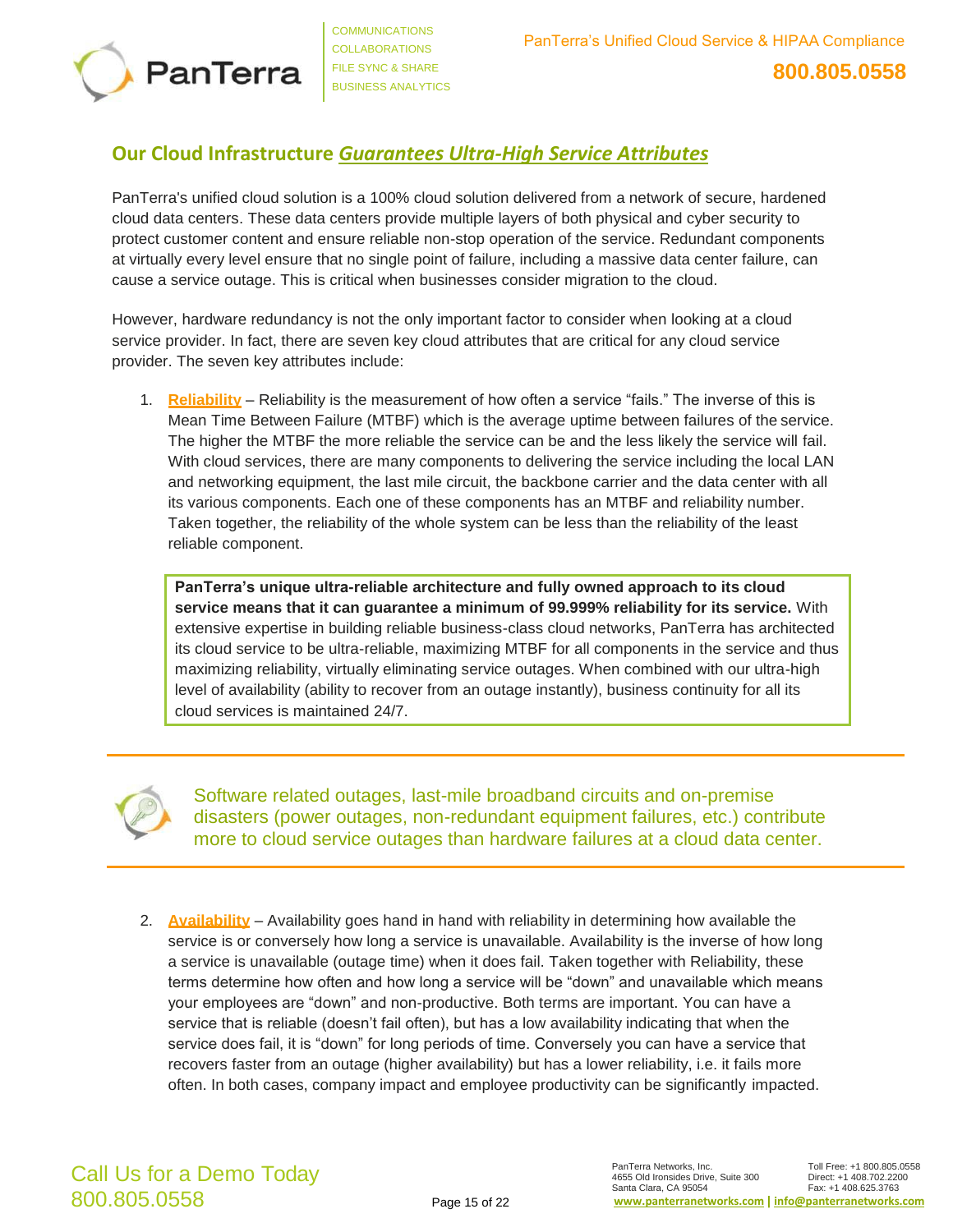## Our Cloud Infrastructure *Guarantees Ultra-High Service Attributes*

PanTerra's unified cloud solution is a 100% cloud solution delivered from a network of secure, hardened cloud data centers. These data centers provide multiple layers of both physical and cyber security to protect customer content and ensure reliable non-stop operation of the service. Redundant components at virtually every level ensure that no single point of failure, including a massive data center failure, can cause a service outage. This is critical when businesses consider migration to the cloud.

However, hardware redundancy is not the only important factor to consider when looking at a cloud service provider. In fact, there are seven key cloud attributes that are critical for any cloud service provider. The seven key attributes include:

1. **Reliability** – Reliability is the measurement of how often a service "fails." The inverse of this is Mean Time Between Failure (MTBF) which is the average uptime between failures of the service. The higher the MTBF the more reliable the service can be and the less likely the service will fail. With cloud services, there are many components to delivering the service including the local LAN and networking equipment, the last mile circuit, the backbone carrier and the data center with all its various components. Each one of these components has an MTBF and reliability number. Taken together, the reliability of the whole system can be less than the reliability of the least reliable component.

   **PanTerra's unique ultra-reliable architecture and fully owned approach to its cloud service means that it can guarantee a minimum of 99.999% reliability for its service.** With extensive expertise in building reliable business-class cloud networks, PanTerra has architected its cloud service to be ultra-reliable, maximizing MTBF for all components in the service and thus maximizing reliability, virtually eliminating service outages. When combined with our ultra-high level of availability (ability to recover from an outage instantly), business continuity for all its cloud services is maintained 24/7.

> Software related outages, last-mile broadband circuits and on-premise disasters (power outages, non-redundant equipment failures, etc.) contribute more to cloud service outages than hardware failures at a cloud data center.

2. **Availability** – Availability goes hand in hand with reliability in determining how available the service is or conversely how long a service is unavailable. Availability is the inverse of how long a service is unavailable (outage time) when it does fail. Taken together with Reliability, these terms determine how often and how long a service will be "down" and unavailable which means your employees are "down" and non-productive. Both terms are important. You can have a service that is reliable (doesn't fail often), but has a low availability indicating that when the service does fail, it is "down" for long periods of time. Conversely you can have a service that recovers faster from an outage (higher availability) but has a lower reliability, i.e. it fails more often. In both cases, company impact and employee productivity can be significantly impacted.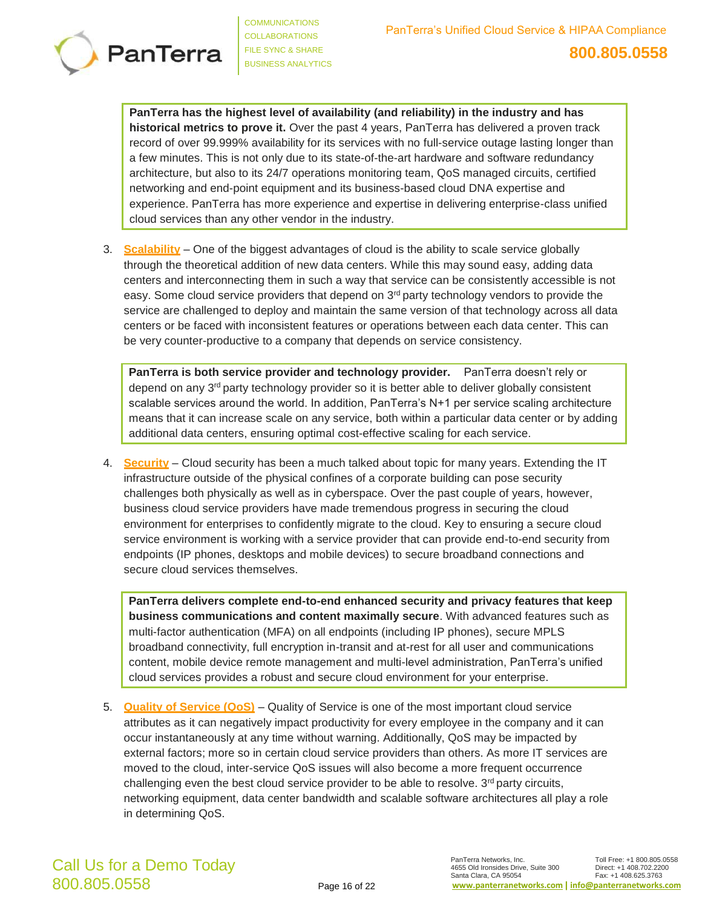**PanTerra has the highest level of availability (and reliability) in the industry and has historical metrics to prove it.** Over the past 4 years, PanTerra has delivered a proven track record of over 99.999% availability for its services with no full-service outage lasting longer than a few minutes. This is not only due to its state-of-the-art hardware and software redundancy architecture, but also to its 24/7 operations monitoring team, QoS managed circuits, certified networking and end-point equipment and its business-based cloud DNA expertise and experience. PanTerra has more experience and expertise in delivering enterprise-class unified cloud services than any other vendor in the industry.

3. **Scalability** – One of the biggest advantages of cloud is the ability to scale service globally through the theoretical addition of new data centers. While this may sound easy, adding data centers and interconnecting them in such a way that service can be consistently accessible is not easy. Some cloud service providers that depend on 3rd party technology vendors to provide the service are challenged to deploy and maintain the same version of that technology across all data centers or be faced with inconsistent features or operations between each data center. This can be very counter-productive to a company that depends on service consistency.

   **PanTerra is both service provider and technology provider.** PanTerra doesn't rely or depend on any 3rd party technology provider so it is better able to deliver globally consistent scalable services around the world. In addition, PanTerra's N+1 per service scaling architecture means that it can increase scale on any service, both within a particular data center or by adding additional data centers, ensuring optimal cost-effective scaling for each service.

4. **Security** – Cloud security has been a much talked about topic for many years. Extending the IT infrastructure outside of the physical confines of a corporate building can pose security challenges both physically as well as in cyberspace. Over the past couple of years, however, business cloud service providers have made tremendous progress in securing the cloud environment for enterprises to confidently migrate to the cloud. Key to ensuring a secure cloud service environment is working with a service provider that can provide end-to-end security from endpoints (IP phones, desktops and mobile devices) to secure broadband connections and secure cloud services themselves.

   **PanTerra delivers complete end-to-end enhanced security and privacy features that keep business communications and content maximally secure**. With advanced features such as multi-factor authentication (MFA) on all endpoints (including IP phones), secure MPLS broadband connectivity, full encryption in-transit and at-rest for all user and communications content, mobile device remote management and multi-level administration, PanTerra's unified cloud services provides a robust and secure cloud environment for your enterprise.

5. **Quality of Service (QoS)** – Quality of Service is one of the most important cloud service attributes as it can negatively impact productivity for every employee in the company and it can occur instantaneously at any time without warning. Additionally, QoS may be impacted by external factors; more so in certain cloud service providers than others. As more IT services are moved to the cloud, inter-service QoS issues will also become a more frequent occurrence challenging even the best cloud service provider to be able to resolve. 3rd party circuits, networking equipment, data center bandwidth and scalable software architectures all play a role in determining QoS.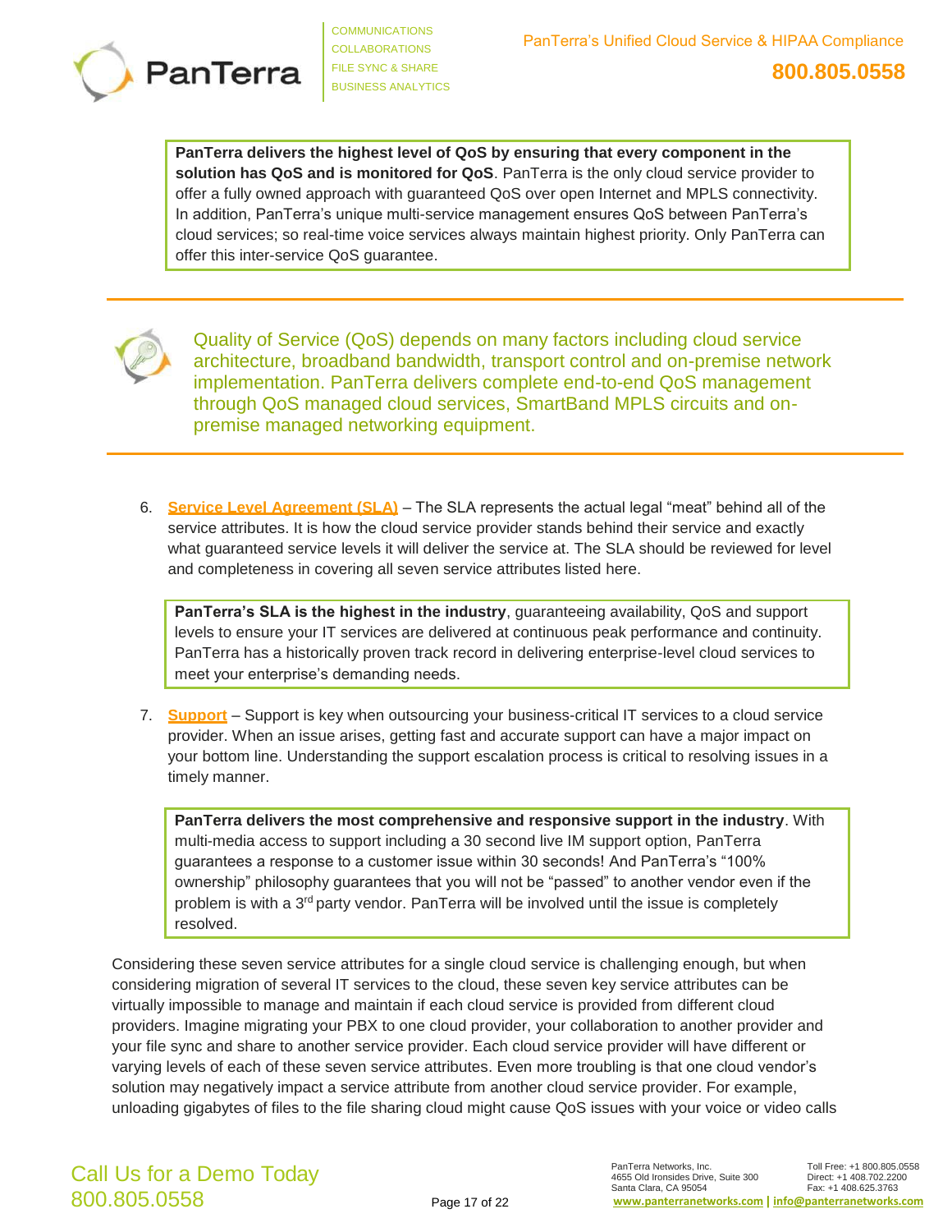**PanTerra delivers the highest level of QoS by ensuring that every component in the solution has QoS and is monitored for QoS**. PanTerra is the only cloud service provider to offer a fully owned approach with guaranteed QoS over open Internet and MPLS connectivity. In addition, PanTerra's unique multi-service management ensures QoS between PanTerra's cloud services; so real-time voice services always maintain highest priority. Only PanTerra can offer this inter-service QoS guarantee.

---

Quality of Service (QoS) depends on many factors including cloud service architecture, broadband bandwidth, transport control and on-premise network implementation. PanTerra delivers complete end-to-end QoS management through QoS managed cloud services, SmartBand MPLS circuits and on-premise managed networking equipment.

---

6. **Service Level Agreement (SLA)** – The SLA represents the actual legal "meat" behind all of the service attributes. It is how the cloud service provider stands behind their service and exactly what guaranteed service levels it will deliver the service at. The SLA should be reviewed for level and completeness in covering all seven service attributes listed here.

   **PanTerra's SLA is the highest in the industry**, guaranteeing availability, QoS and support levels to ensure your IT services are delivered at continuous peak performance and continuity. PanTerra has a historically proven track record in delivering enterprise-level cloud services to meet your enterprise's demanding needs.

7. **Support** – Support is key when outsourcing your business-critical IT services to a cloud service provider. When an issue arises, getting fast and accurate support can have a major impact on your bottom line. Understanding the support escalation process is critical to resolving issues in a timely manner.

   **PanTerra delivers the most comprehensive and responsive support in the industry**. With multi-media access to support including a 30 second live IM support option, PanTerra guarantees a response to a customer issue within 30 seconds! And PanTerra's "100% ownership" philosophy guarantees that you will not be "passed" to another vendor even if the problem is with a 3rd party vendor. PanTerra will be involved until the issue is completely resolved.

Considering these seven service attributes for a single cloud service is challenging enough, but when considering migration of several IT services to the cloud, these seven key service attributes can be virtually impossible to manage and maintain if each cloud service is provided from different cloud providers. Imagine migrating your PBX to one cloud provider, your collaboration to another provider and your file sync and share to another service provider. Each cloud service provider will have different or varying levels of each of these seven service attributes. Even more troubling is that one cloud vendor's solution may negatively impact a service attribute from another cloud service provider. For example, unloading gigabytes of files to the file sharing cloud might cause QoS issues with your voice or video calls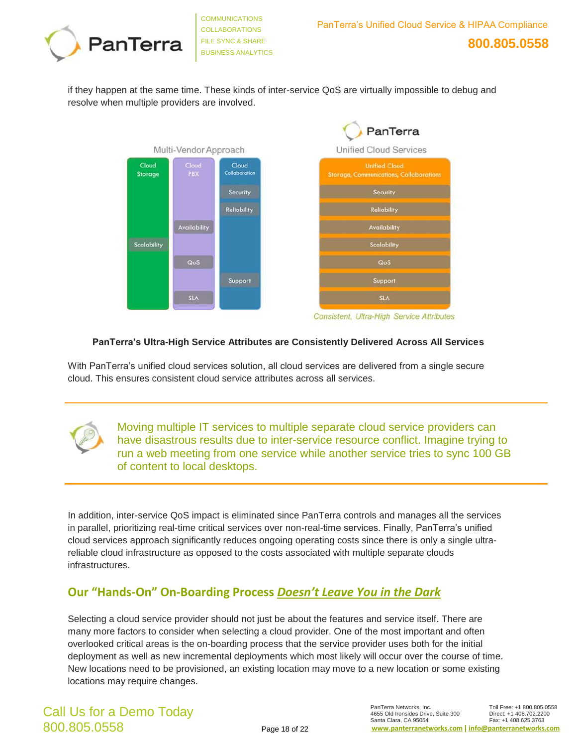if they happen at the same time. These kinds of inter-service QoS are virtually impossible to debug and resolve when multiple providers are involved.

**PanTerra's Ultra-High Service Attributes are Consistently Delivered Across All Services**

With PanTerra's unified cloud services solution, all cloud services are delivered from a single secure cloud. This ensures consistent cloud service attributes across all services.

---

Moving multiple IT services to multiple separate cloud service providers can have disastrous results due to inter-service resource conflict. Imagine trying to run a web meeting from one service while another service tries to sync 100 GB of content to local desktops.

---

In addition, inter-service QoS impact is eliminated since PanTerra controls and manages all the services in parallel, prioritizing real-time critical services over non-real-time services. Finally, PanTerra's unified cloud services approach significantly reduces ongoing operating costs since there is only a single ultra-reliable cloud infrastructure as opposed to the costs associated with multiple separate clouds infrastructures.

## Our "Hands-On" On-Boarding Process *Doesn't Leave You in the Dark*

Selecting a cloud service provider should not just be about the features and service itself. There are many more factors to consider when selecting a cloud provider. One of the most important and often overlooked critical areas is the on-boarding process that the service provider uses both for the initial deployment as well as new incremental deployments which most likely will occur over the course of time. New locations need to be provisioned, an existing location may move to a new location or some existing locations may require changes.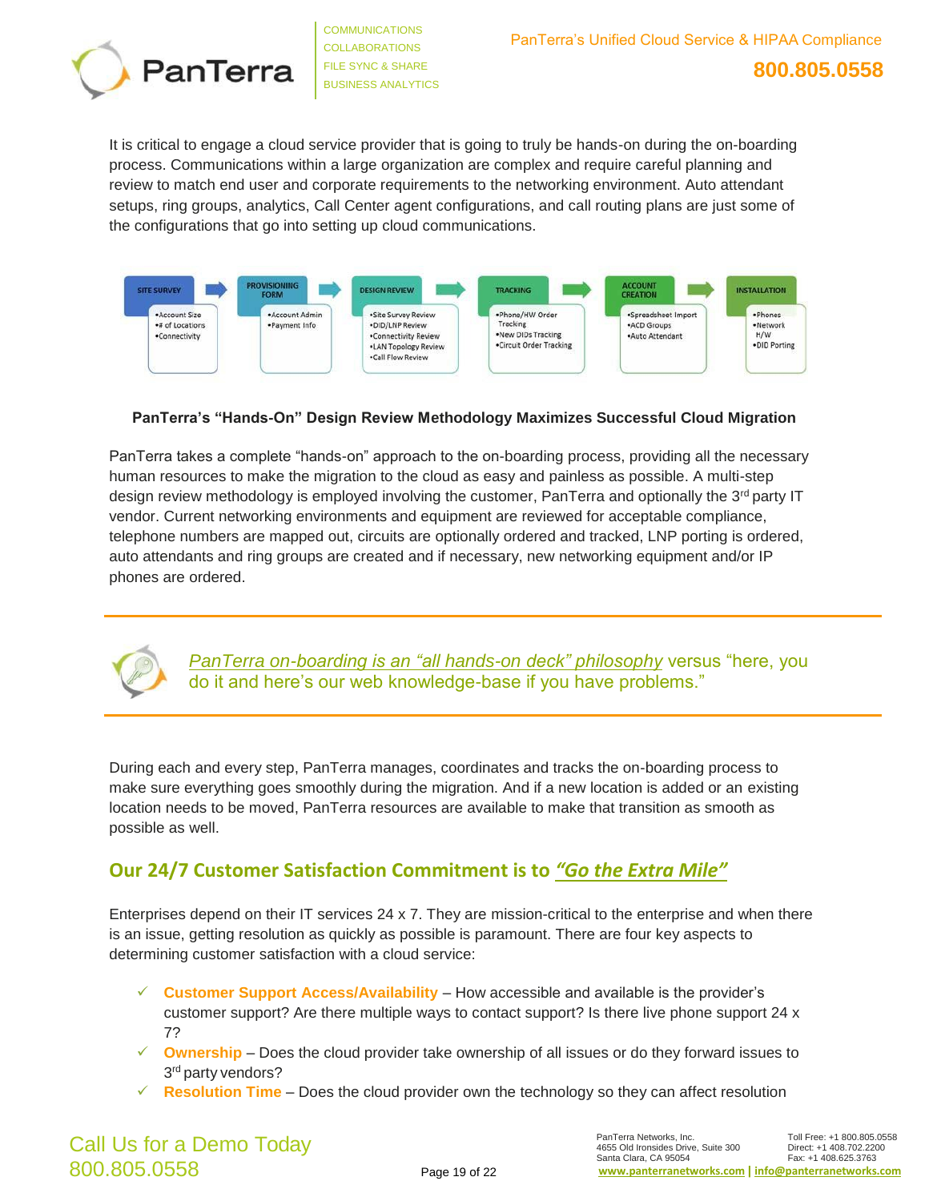It is critical to engage a cloud service provider that is going to truly be hands-on during the on-boarding process. Communications within a large organization are complex and require careful planning and review to match end user and corporate requirements to the networking environment. Auto attendant setups, ring groups, analytics, Call Center agent configurations, and call routing plans are just some of the configurations that go into setting up cloud communications.

| SITE SURVEY | PROVISIONING FORM | DESIGN REVIEW | TRACKING | ACCOUNT CREATION | INSTALLATION |
|---|---|---|---|---|---|
| •Account Size<br>•# of Locations<br>•Connectivity | •Account Admin<br>•Payment Info | •Site Survey Review<br>•DID/LNP Review<br>•Connectivity Review<br>•LAN Topology Review<br>•Call Flow Review | •Phone/HW Order Tracking<br>•New DIDs Tracking<br>•Circuit Order Tracking | •Spreadsheet Import<br>•ACD Groups<br>•Auto Attendant | •Phones<br>•Network H/W<br>•DID Porting |

**PanTerra's "Hands-On" Design Review Methodology Maximizes Successful Cloud Migration**

PanTerra takes a complete "hands-on" approach to the on-boarding process, providing all the necessary human resources to make the migration to the cloud as easy and painless as possible. A multi-step design review methodology is employed involving the customer, PanTerra and optionally the 3rd party IT vendor. Current networking environments and equipment are reviewed for acceptable compliance, telephone numbers are mapped out, circuits are optionally ordered and tracked, LNP porting is ordered, auto attendants and ring groups are created and if necessary, new networking equipment and/or IP phones are ordered.

---

*PanTerra on-boarding is an "all hands-on deck" philosophy* versus "here, you do it and here's our web knowledge-base if you have problems."

---

During each and every step, PanTerra manages, coordinates and tracks the on-boarding process to make sure everything goes smoothly during the migration. And if a new location is added or an existing location needs to be moved, PanTerra resources are available to make that transition as smooth as possible as well.

## Our 24/7 Customer Satisfaction Commitment is to *"Go the Extra Mile"*

Enterprises depend on their IT services 24 x 7. They are mission-critical to the enterprise and when there is an issue, getting resolution as quickly as possible is paramount. There are four key aspects to determining customer satisfaction with a cloud service:

- ✓ **Customer Support Access/Availability** – How accessible and available is the provider's customer support? Are there multiple ways to contact support? Is there live phone support 24 x 7?
- ✓ **Ownership** – Does the cloud provider take ownership of all issues or do they forward issues to 3rd party vendors?
- ✓ **Resolution Time** – Does the cloud provider own the technology so they can affect resolution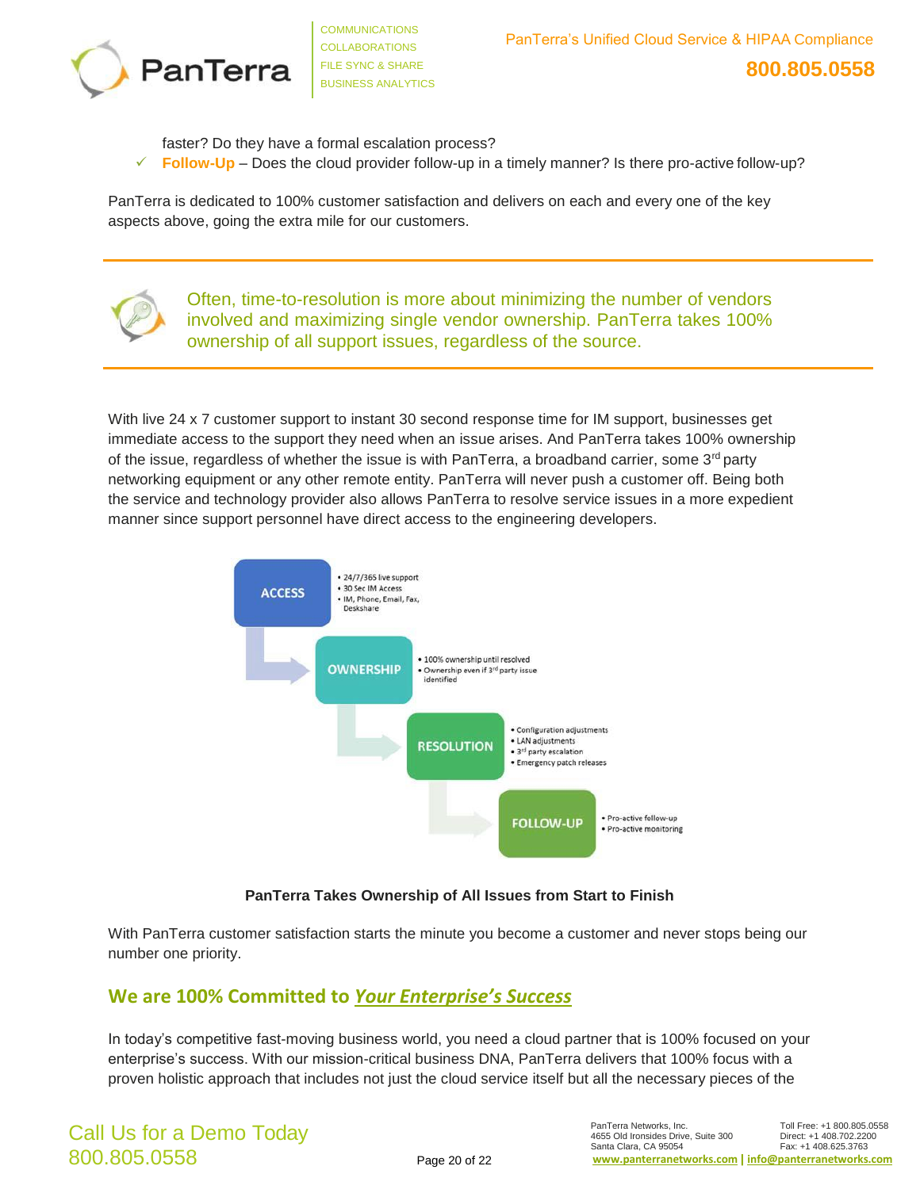faster? Do they have a formal escalation process?

- ✓ **Follow-Up** – Does the cloud provider follow-up in a timely manner? Is there pro-active follow-up?

PanTerra is dedicated to 100% customer satisfaction and delivers on each and every one of the key aspects above, going the extra mile for our customers.

---

Often, time-to-resolution is more about minimizing the number of vendors involved and maximizing single vendor ownership. PanTerra takes 100% ownership of all support issues, regardless of the source.

---

With live 24 x 7 customer support to instant 30 second response time for IM support, businesses get immediate access to the support they need when an issue arises. And PanTerra takes 100% ownership of the issue, regardless of whether the issue is with PanTerra, a broadband carrier, some 3rd party networking equipment or any other remote entity. PanTerra will never push a customer off. Being both the service and technology provider also allows PanTerra to resolve service issues in a more expedient manner since support personnel have direct access to the engineering developers.

**ACCESS**
- 24/7/365 live support
- 30 Sec IM Access
- IM, Phone, Email, Fax, Deskshare

**OWNERSHIP**
- 100% ownership until resolved
- Ownership even if 3rd party issue identified

**RESOLUTION**
- Configuration adjustments
- LAN adjustments
- 3rd party escalation
- Emergency patch releases

**FOLLOW-UP**
- Pro-active follow-up
- Pro-active monitoring

**PanTerra Takes Ownership of All Issues from Start to Finish**

With PanTerra customer satisfaction starts the minute you become a customer and never stops being our number one priority.

## We are 100% Committed to *Your Enterprise's Success*

In today's competitive fast-moving business world, you need a cloud partner that is 100% focused on your enterprise's success. With our mission-critical business DNA, PanTerra delivers that 100% focus with a proven holistic approach that includes not just the cloud service itself but all the necessary pieces of the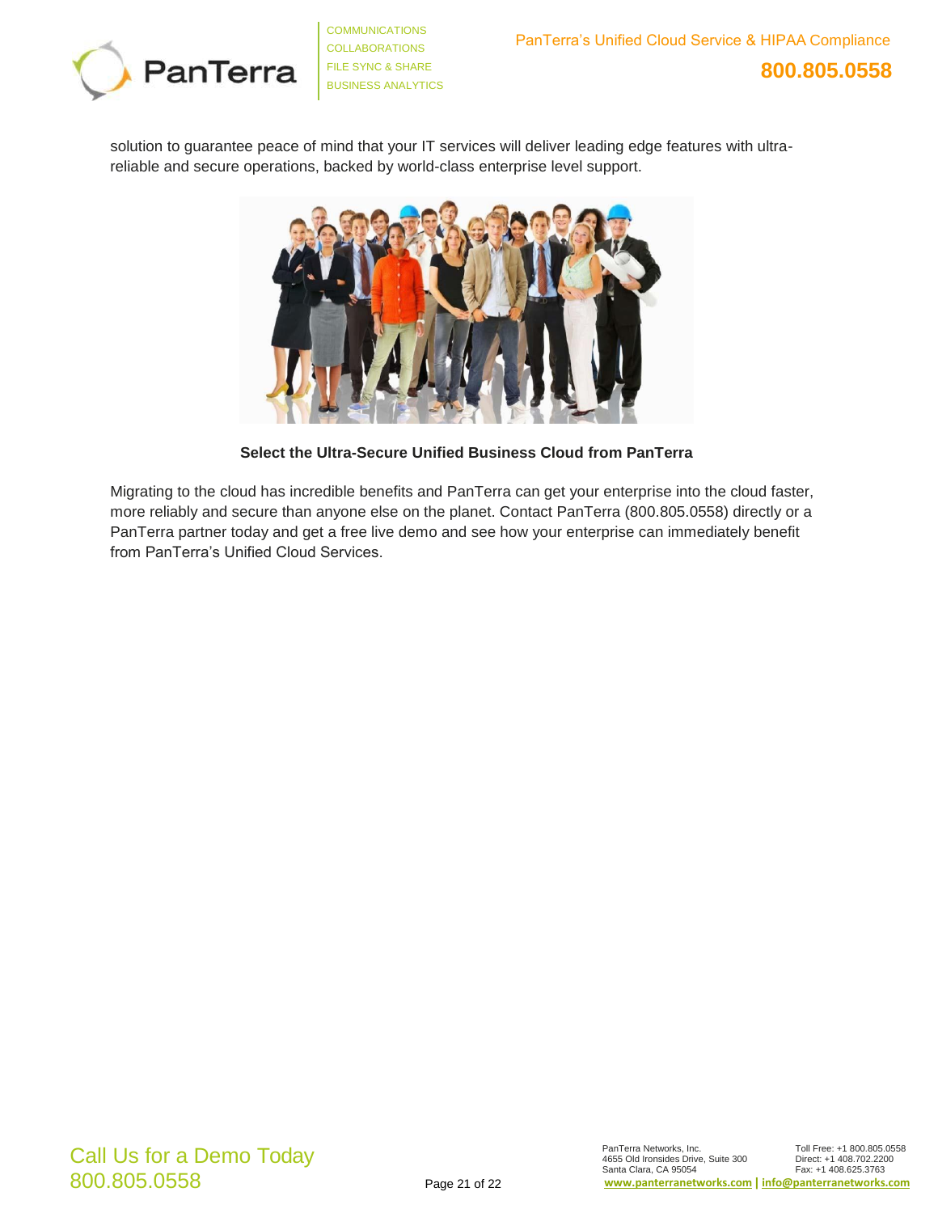solution to guarantee peace of mind that your IT services will deliver leading edge features with ultra-reliable and secure operations, backed by world-class enterprise level support.

**Select the Ultra-Secure Unified Business Cloud from PanTerra**

Migrating to the cloud has incredible benefits and PanTerra can get your enterprise into the cloud faster, more reliably and secure than anyone else on the planet. Contact PanTerra (800.805.0558) directly or a PanTerra partner today and get a free live demo and see how your enterprise can immediately benefit from PanTerra's Unified Cloud Services.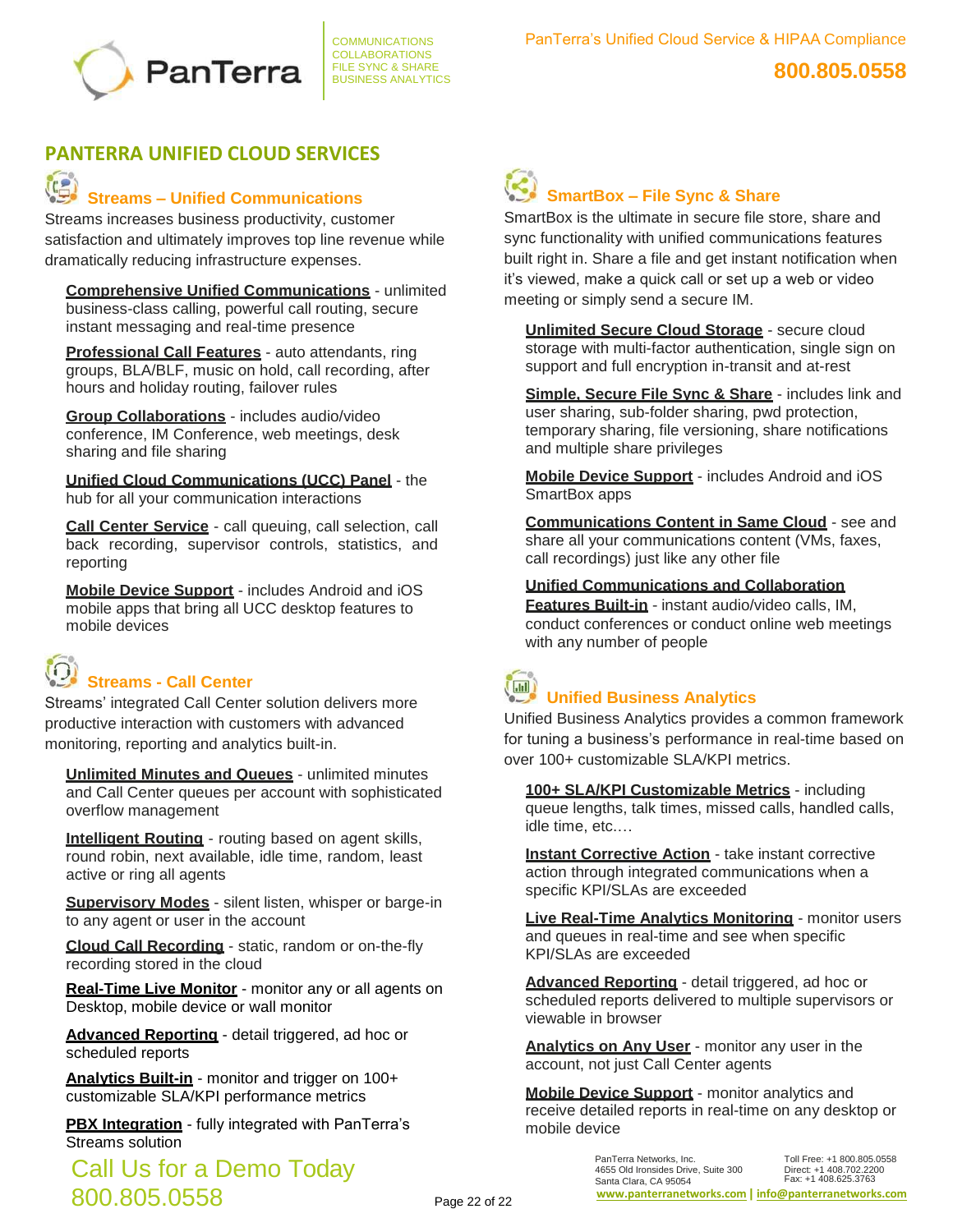## PANTERRA UNIFIED CLOUD SERVICES

### Streams – Unified Communications

Streams increases business productivity, customer satisfaction and ultimately improves top line revenue while dramatically reducing infrastructure expenses.

- **Comprehensive Unified Communications** - unlimited business-class calling, powerful call routing, secure instant messaging and real-time presence
- **Professional Call Features** - auto attendants, ring groups, BLA/BLF, music on hold, call recording, after hours and holiday routing, failover rules
- **Group Collaborations** - includes audio/video conference, IM Conference, web meetings, desk sharing and file sharing
- **Unified Cloud Communications (UCC) Panel** - the hub for all your communication interactions
- **Call Center Service** - call queuing, call selection, call back recording, supervisor controls, statistics, and reporting
- **Mobile Device Support** - includes Android and iOS mobile apps that bring all UCC desktop features to mobile devices

### Streams - Call Center

Streams' integrated Call Center solution delivers more productive interaction with customers with advanced monitoring, reporting and analytics built-in.

- **Unlimited Minutes and Queues** - unlimited minutes and Call Center queues per account with sophisticated overflow management
- **Intelligent Routing** - routing based on agent skills, round robin, next available, idle time, random, least active or ring all agents
- **Supervisory Modes** - silent listen, whisper or barge-in to any agent or user in the account
- **Cloud Call Recording** - static, random or on-the-fly recording stored in the cloud
- **Real-Time Live Monitor** - monitor any or all agents on Desktop, mobile device or wall monitor
- **Advanced Reporting** - detail triggered, ad hoc or scheduled reports
- **Analytics Built-in** - monitor and trigger on 100+ customizable SLA/KPI performance metrics
- **PBX Integration** - fully integrated with PanTerra's Streams solution

### SmartBox – File Sync & Share

SmartBox is the ultimate in secure file store, share and sync functionality with unified communications features built right in. Share a file and get instant notification when it's viewed, make a quick call or set up a web or video meeting or simply send a secure IM.

- **Unlimited Secure Cloud Storage** - secure cloud storage with multi-factor authentication, single sign on support and full encryption in-transit and at-rest
- **Simple, Secure File Sync & Share** - includes link and user sharing, sub-folder sharing, pwd protection, temporary sharing, file versioning, share notifications and multiple share privileges
- **Mobile Device Support** - includes Android and iOS SmartBox apps
- **Communications Content in Same Cloud** - see and share all your communications content (VMs, faxes, call recordings) just like any other file
- **Unified Communications and Collaboration Features Built-in** - instant audio/video calls, IM, conduct conferences or conduct online web meetings with any number of people

### Unified Business Analytics

Unified Business Analytics provides a common framework for tuning a business's performance in real-time based on over 100+ customizable SLA/KPI metrics.

- **100+ SLA/KPI Customizable Metrics** - including queue lengths, talk times, missed calls, handled calls, idle time, etc.…
- **Instant Corrective Action** - take instant corrective action through integrated communications when a specific KPI/SLAs are exceeded
- **Live Real-Time Analytics Monitoring** - monitor users and queues in real-time and see when specific KPI/SLAs are exceeded
- **Advanced Reporting** - detail triggered, ad hoc or scheduled reports delivered to multiple supervisors or viewable in browser
- **Analytics on Any User** - monitor any user in the account, not just Call Center agents
- **Mobile Device Support** - monitor analytics and receive detailed reports in real-time on any desktop or mobile device

Call Us for a Demo Today
800.805.0558

PanTerra Networks, Inc.
4655 Old Ironsides Drive, Suite 300
Santa Clara, CA 95054

Toll Free: +1 800.805.0558
Direct: +1 408.702.2200
Fax: +1 408.625.3763

www.panterranetworks.com | info@panterranetworks.com